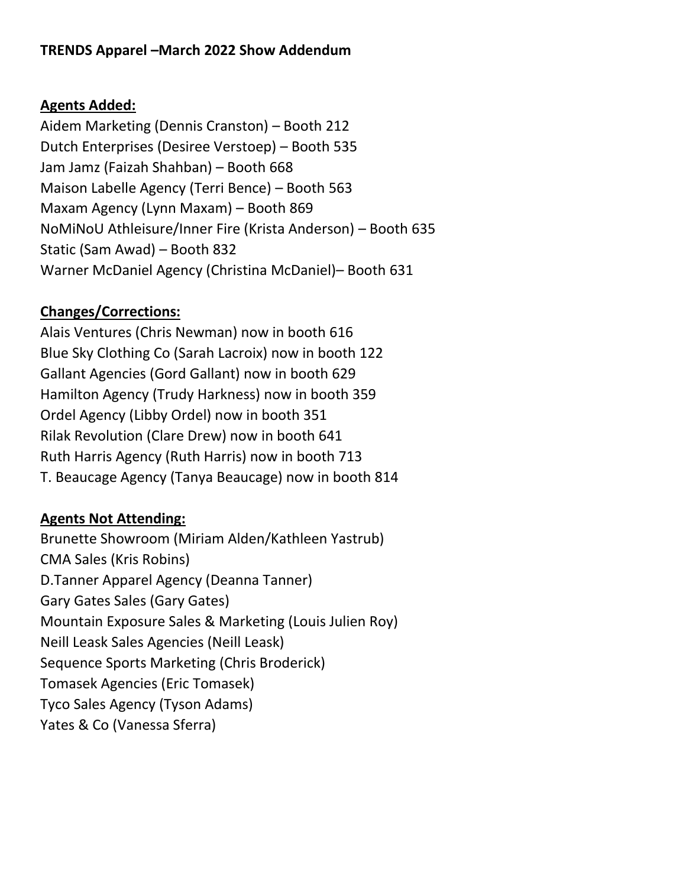**TRENDS Apparel –March 2022 Show Addendum**

**Agents Added:**

Aidem Marketing (Dennis Cranston) – Booth 212
Dutch Enterprises (Desiree Verstoep) – Booth 535
Jam Jamz (Faizah Shahban) – Booth 668
Maison Labelle Agency (Terri Bence) – Booth 563
Maxam Agency (Lynn Maxam) – Booth 869
NoMiNoU Athleisure/Inner Fire (Krista Anderson) – Booth 635
Static (Sam Awad) – Booth 832
Warner McDaniel Agency (Christina McDaniel)– Booth 631

**Changes/Corrections:**

Alais Ventures (Chris Newman) now in booth 616
Blue Sky Clothing Co (Sarah Lacroix) now in booth 122
Gallant Agencies (Gord Gallant) now in booth 629
Hamilton Agency (Trudy Harkness) now in booth 359
Ordel Agency (Libby Ordel) now in booth 351
Rilak Revolution (Clare Drew) now in booth 641
Ruth Harris Agency (Ruth Harris) now in booth 713
T. Beaucage Agency (Tanya Beaucage) now in booth 814

**Agents Not Attending:**

Brunette Showroom (Miriam Alden/Kathleen Yastrub)
CMA Sales (Kris Robins)
D.Tanner Apparel Agency (Deanna Tanner)
Gary Gates Sales (Gary Gates)
Mountain Exposure Sales & Marketing (Louis Julien Roy)
Neill Leask Sales Agencies (Neill Leask)
Sequence Sports Marketing (Chris Broderick)
Tomasek Agencies (Eric Tomasek)
Tyco Sales Agency (Tyson Adams)
Yates & Co (Vanessa Sferra)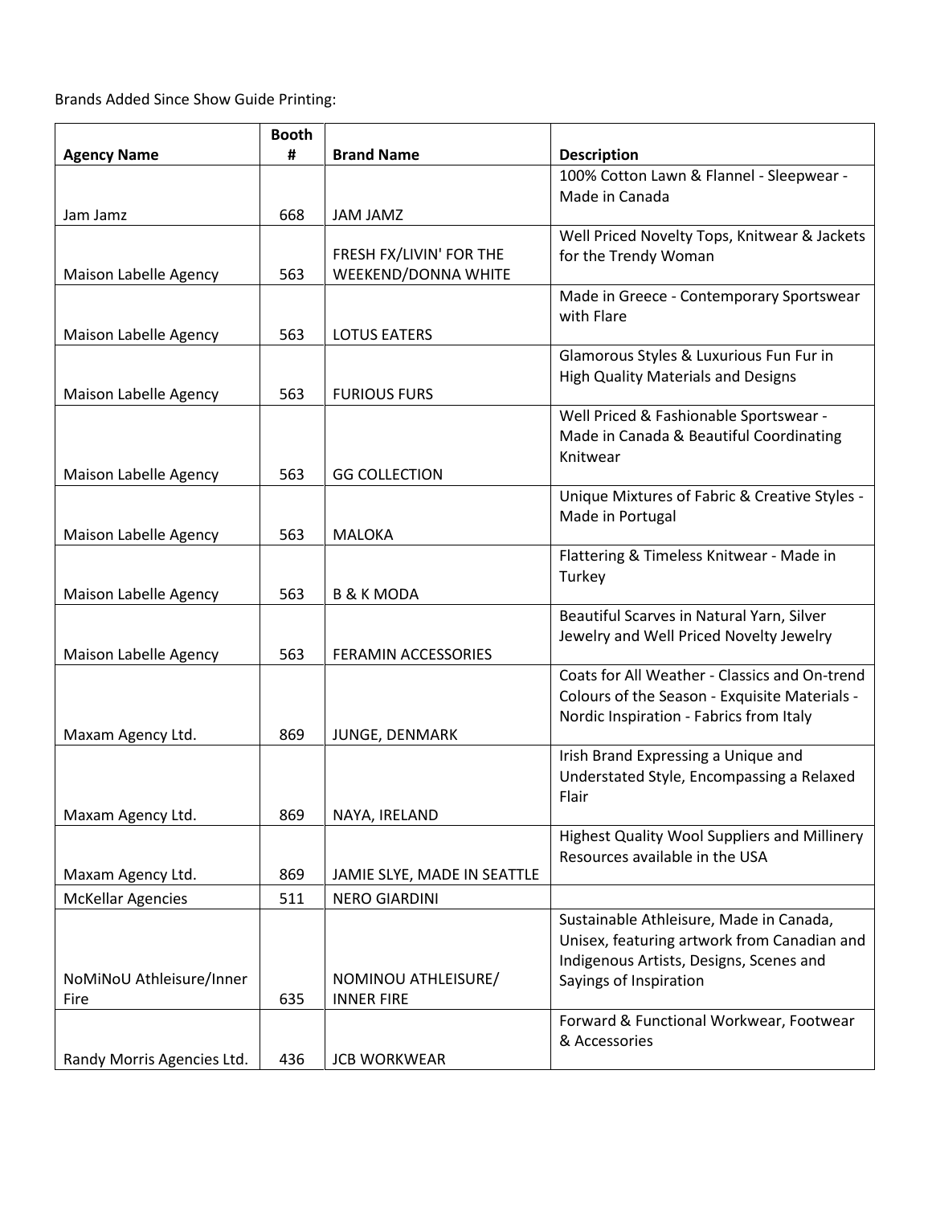Brands Added Since Show Guide Printing:

| Agency Name | Booth # | Brand Name | Description |
|---|---|---|---|
| Jam Jamz | 668 | JAM JAMZ | 100% Cotton Lawn & Flannel - Sleepwear - Made in Canada |
| Maison Labelle Agency | 563 | FRESH FX/LIVIN' FOR THE WEEKEND/DONNA WHITE | Well Priced Novelty Tops, Knitwear & Jackets for the Trendy Woman |
| Maison Labelle Agency | 563 | LOTUS EATERS | Made in Greece - Contemporary Sportswear with Flare |
| Maison Labelle Agency | 563 | FURIOUS FURS | Glamorous Styles & Luxurious Fun Fur in High Quality Materials and Designs |
| Maison Labelle Agency | 563 | GG COLLECTION | Well Priced & Fashionable Sportswear - Made in Canada & Beautiful Coordinating Knitwear |
| Maison Labelle Agency | 563 | MALOKA | Unique Mixtures of Fabric & Creative Styles - Made in Portugal |
| Maison Labelle Agency | 563 | B & K MODA | Flattering & Timeless Knitwear - Made in Turkey |
| Maison Labelle Agency | 563 | FERAMIN ACCESSORIES | Beautiful Scarves in Natural Yarn, Silver Jewelry and Well Priced Novelty Jewelry |
| Maxam Agency Ltd. | 869 | JUNGE, DENMARK | Coats for All Weather - Classics and On-trend Colours of the Season - Exquisite Materials - Nordic Inspiration - Fabrics from Italy |
| Maxam Agency Ltd. | 869 | NAYA, IRELAND | Irish Brand Expressing a Unique and Understated Style, Encompassing a Relaxed Flair |
| Maxam Agency Ltd. | 869 | JAMIE SLYE, MADE IN SEATTLE | Highest Quality Wool Suppliers and Millinery Resources available in the USA |
| McKellar Agencies | 511 | NERO GIARDINI | |
| NoMiNoU Athleisure/Inner Fire | 635 | NOMINOU ATHLEISURE/ INNER FIRE | Sustainable Athleisure, Made in Canada, Unisex, featuring artwork from Canadian and Indigenous Artists, Designs, Scenes and Sayings of Inspiration |
| Randy Morris Agencies Ltd. | 436 | JCB WORKWEAR | Forward & Functional Workwear, Footwear & Accessories |